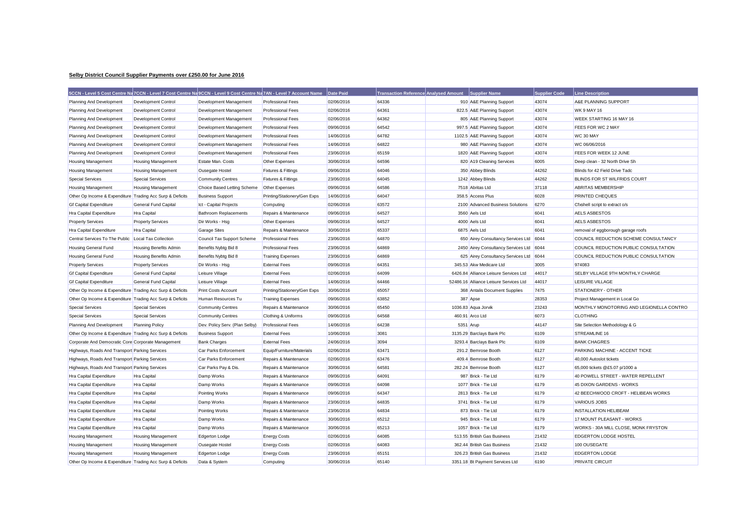**Selby District Council Supplier Payments over £250.00 for June 2016**

| 5CCN - Level 5 Cost Centre Na | 7CCN - Level 7 Cost Centre Na | 9CCN - Level 9 Cost Centre Na | 7AN - Level 7 Account Name | Date Paid | Transaction Reference | Analysed Amount | Supplier Name | Supplier Code | Line Description |
|---|---|---|---|---|---|---|---|---|---|
| Planning And Development | Development Control | Development Management | Professional Fees | 02/06/2016 | 64336 | 910 | A&E Planning Support | 43074 | A&E PLANNING SUPPORT |
| Planning And Development | Development Control | Development Management | Professional Fees | 02/06/2016 | 64361 | 822.5 | A&E Planning Support | 43074 | WK 9 MAY 16 |
| Planning And Development | Development Control | Development Management | Professional Fees | 02/06/2016 | 64362 | 805 | A&E Planning Support | 43074 | WEEK STARTING 16 MAY 16 |
| Planning And Development | Development Control | Development Management | Professional Fees | 09/06/2016 | 64542 | 997.5 | A&E Planning Support | 43074 | FEES FOR WC 2 MAY |
| Planning And Development | Development Control | Development Management | Professional Fees | 14/06/2016 | 64782 | 1102.5 | A&E Planning Support | 43074 | WC 30 MAY |
| Planning And Development | Development Control | Development Management | Professional Fees | 14/06/2016 | 64822 | 980 | A&E Planning Support | 43074 | WC 06/06/2016 |
| Planning And Development | Development Control | Development Management | Professional Fees | 23/06/2016 | 65159 | 1820 | A&E Planning Support | 43074 | FEES FOR WEEK 12 JUNE |
| Housing Management | Housing Management | Estate Man. Costs | Other Expenses | 30/06/2016 | 64596 | 820 | A19 Cleaning Services | 6005 | Deep clean - 32 North Drive Sh |
| Housing Management | Housing Management | Ousegate Hostel | Fixtures & Fittings | 09/06/2016 | 64046 | 350 | Abbey Blinds | 44262 | Blinds for 42 Field Drive Tadc |
| Special Services | Special Services | Community Centres | Fixtures & Fittings | 23/06/2016 | 64045 | 1242 | Abbey Blinds | 44262 | BLINDS FOR ST WILFRIDS COURT |
| Housing Management | Housing Management | Choice Based Letting Scheme | Other Expenses | 09/06/2016 | 64586 | 7518 | Abritas Ltd | 37118 | ABRITAS MEMBERSHIP |
| Other Op Income & Expenditure | Trading Acc Surp & Deficits | Business Support | Printing/Stationery/Gen Exps | 14/06/2016 | 64047 | 358.5 | Access Plus | 6028 | PRINTED CHEQUES |
| Gf Capital Expenditure | General Fund Capital | Ict - Capital Projects | Computing | 02/06/2016 | 63572 | 2100 | Advanced Business Solutions | 6270 | Cfxshell script to extract o/s |
| Hra Capital Expenditure | Hra Capital | Bathroom Replacements | Repairs & Maintenance | 09/06/2016 | 64527 | 3560 | Aels Ltd | 6041 | AELS ASBESTOS |
| Property Services | Property Services | Dir Works - Hsg | Other Expenses | 09/06/2016 | 64527 | 4000 | Aels Ltd | 6041 | AELS ASBESTOS |
| Hra Capital Expenditure | Hra Capital | Garage Sites | Repairs & Maintenance | 30/06/2016 | 65337 | 6875 | Aels Ltd | 6041 | removal of eggborough garage roofs |
| Central Services To The Public | Local Tax Collection | Council Tax Support Scheme | Professional Fees | 23/06/2016 | 64870 | 650 | Airey Consultancy Services Ltd | 6044 | COUNCIL REDUCTION SCHEME CONSULTANCY |
| Housing General Fund | Housing Benefits Admin | Benefits Nybtg Bid 8 | Professional Fees | 23/06/2016 | 64869 | 2450 | Airey Consultancy Services Ltd | 6044 | COUNCIL REDUCTION PUBLIC CONSULTATION |
| Housing General Fund | Housing Benefits Admin | Benefits Nybtg Bid 8 | Training Expenses | 23/06/2016 | 64869 | 625 | Airey Consultancy Services Ltd | 6044 | COUNCIL REDUCTION PUBLIC CONSULTATION |
| Property Services | Property Services | Dir Works - Hsg | External Fees | 09/06/2016 | 64351 | 345.53 | Akw Medicare Ltd | 3005 | 974083 |
| Gf Capital Expenditure | General Fund Capital | Leisure Village | External Fees | 02/06/2016 | 64099 | 6426.84 | Alliance Leisure Services Ltd | 44017 | SELBY VILLAGE 9TH MONTHLY CHARGE |
| Gf Capital Expenditure | General Fund Capital | Leisure Village | External Fees | 14/06/2016 | 64466 | 52486.16 | Alliance Leisure Services Ltd | 44017 | LEISURE VILLAGE |
| Other Op Income & Expenditure | Trading Acc Surp & Deficits | Print Costs Account | Printing/Stationery/Gen Exps | 30/06/2016 | 65057 | 368 | Antalis Document Supplies | 7475 | STATIONERY - OTHER |
| Other Op Income & Expenditure | Trading Acc Surp & Deficits | Human Resources Tu | Training Expenses | 09/06/2016 | 63852 | 387 | Apse | 28353 | Project Management in Local Go |
| Special Services | Special Services | Community Centres | Repairs & Maintenance | 30/06/2016 | 65450 | 1036.83 | Aqua Jorvik | 23243 | MONTHLY MONOTORING AND LEGIONELLA CONTRO |
| Special Services | Special Services | Community Centres | Clothing & Uniforms | 09/06/2016 | 64568 | 460.91 | Arco Ltd | 6073 | CLOTHING |
| Planning And Development | Planning Policy | Dev. Policy Serv. (Plan Selby) | Professional Fees | 14/06/2016 | 64238 | 5351 | Arup | 44147 | Site Selection Methodology & G |
| Other Op Income & Expenditure | Trading Acc Surp & Deficits | Business Support | External Fees | 10/06/2016 | 3081 | 3135.29 | Barclays Bank Plc | 6109 | STREAMLINE 16 |
| Corporate And Democratic Core | Corporate Management | Bank Charges | External Fees | 24/06/2016 | 3094 | 3293.4 | Barclays Bank Plc | 6109 | BANK CHAGRES |
| Highways, Roads And Transport | Parking Services | Car Parks Enforcement | Equip/Furniture/Materials | 02/06/2016 | 63471 | 291.2 | Bemrose Booth | 6127 | PARKING MACHINE - ACCENT TICKE |
| Highways, Roads And Transport | Parking Services | Car Parks Enforcement | Repairs & Maintenance | 02/06/2016 | 63476 | 409.4 | Bemrose Booth | 6127 | 40,000 Autoslot tickets |
| Highways, Roads And Transport | Parking Services | Car Parks Pay & Dis. | Repairs & Maintenance | 30/06/2016 | 64581 | 282.24 | Bemrose Booth | 6127 | 65,000 tickets @£5.07 p/1000 a |
| Hra Capital Expenditure | Hra Capital | Damp Works | Repairs & Maintenance | 09/06/2016 | 64091 | 987 | Brick - Tie Ltd | 6179 | 40 POWELL STREET - WATER REPELLENT |
| Hra Capital Expenditure | Hra Capital | Damp Works | Repairs & Maintenance | 09/06/2016 | 64098 | 1077 | Brick - Tie Ltd | 6179 | 45 DIXON GARDENS - WORKS |
| Hra Capital Expenditure | Hra Capital | Pointing Works | Repairs & Maintenance | 09/06/2016 | 64347 | 2813 | Brick - Tie Ltd | 6179 | 42 BEECHWOOD CROFT - HELIBEAN WORKS |
| Hra Capital Expenditure | Hra Capital | Damp Works | Repairs & Maintenance | 23/06/2016 | 64835 | 3741 | Brick - Tie Ltd | 6179 | VARIOUS JOBS |
| Hra Capital Expenditure | Hra Capital | Pointing Works | Repairs & Maintenance | 23/06/2016 | 64834 | 873 | Brick - Tie Ltd | 6179 | INSTALLATION HELIBEAM |
| Hra Capital Expenditure | Hra Capital | Damp Works | Repairs & Maintenance | 30/06/2016 | 65212 | 945 | Brick - Tie Ltd | 6179 | 17 MOUNT PLEASANT - WORKS |
| Hra Capital Expenditure | Hra Capital | Damp Works | Repairs & Maintenance | 30/06/2016 | 65213 | 1057 | Brick - Tie Ltd | 6179 | WORKS - 30A MILL CLOSE, MONK FRYSTON |
| Housing Management | Housing Management | Edgerton Lodge | Energy Costs | 02/06/2016 | 64085 | 513.55 | British Gas Business | 21432 | EDGERTON LODGE HOSTEL |
| Housing Management | Housing Management | Ousegate Hostel | Energy Costs | 02/06/2016 | 64083 | 362.44 | British Gas Business | 21432 | 100 OUSEGATE |
| Housing Management | Housing Management | Edgerton Lodge | Energy Costs | 23/06/2016 | 65151 | 326.23 | British Gas Business | 21432 | EDGERTON LODGE |
| Other Op Income & Expenditure | Trading Acc Surp & Deficits | Data & System | Computing | 30/06/2016 | 65140 | 3351.18 | Bt Payment Services Ltd | 6190 | PRIVATE CIRCUIT |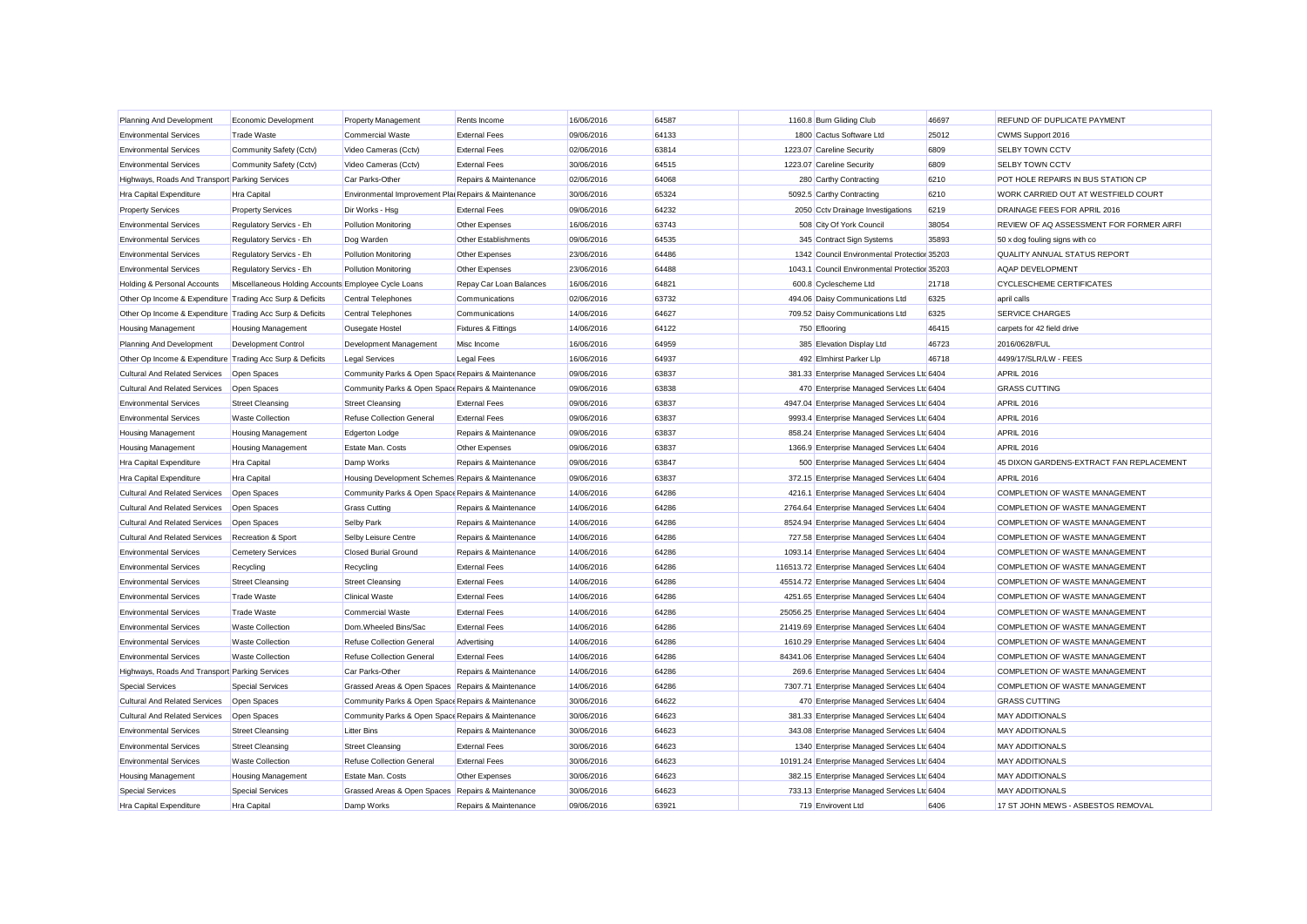| Planning And Development | Economic Development | Property Management | Rents Income | 16/06/2016 | 64587 | 1160.8 | Burn Gliding Club | 46697 | REFUND OF DUPLICATE PAYMENT |
|---|---|---|---|---|---|---|---|---|---|
| Environmental Services | Trade Waste | Commercial Waste | External Fees | 09/06/2016 | 64133 | 1800 | Cactus Software Ltd | 25012 | CWMS Support 2016 |
| Environmental Services | Community Safety (Cctv) | Video Cameras (Cctv) | External Fees | 02/06/2016 | 63814 | 1223.07 | Careline Security | 6809 | SELBY TOWN CCTV |
| Environmental Services | Community Safety (Cctv) | Video Cameras (Cctv) | External Fees | 30/06/2016 | 64515 | 1223.07 | Careline Security | 6809 | SELBY TOWN CCTV |
| Highways, Roads And Transport | Parking Services | Car Parks-Other | Repairs & Maintenance | 02/06/2016 | 64068 | 280 | Carthy Contracting | 6210 | POT HOLE REPAIRS IN BUS STATION CP |
| Hra Capital Expenditure | Hra Capital | Environmental Improvement Plan | Repairs & Maintenance | 30/06/2016 | 65324 | 5092.5 | Carthy Contracting | 6210 | WORK CARRIED OUT AT WESTFIELD COURT |
| Property Services | Property Services | Dir Works - Hsg | External Fees | 09/06/2016 | 64232 | 2050 | Cctv Drainage Investigations | 6219 | DRAINAGE FEES FOR APRIL 2016 |
| Environmental Services | Regulatory Servics - Eh | Pollution Monitoring | Other Expenses | 16/06/2016 | 63743 | 508 | City Of York Council | 38054 | REVIEW OF AQ ASSESSMENT FOR FORMER AIRFI |
| Environmental Services | Regulatory Servics - Eh | Dog Warden | Other Establishments | 09/06/2016 | 64535 | 345 | Contract Sign Systems | 35893 | 50 x dog fouling signs with co |
| Environmental Services | Regulatory Servics - Eh | Pollution Monitoring | Other Expenses | 23/06/2016 | 64486 | 1342 | Council Environmental Protection | 35203 | QUALITY ANNUAL STATUS REPORT |
| Environmental Services | Regulatory Servics - Eh | Pollution Monitoring | Other Expenses | 23/06/2016 | 64488 | 1043.1 | Council Environmental Protection | 35203 | AQAP DEVELOPMENT |
| Holding & Personal Accounts | Miscellaneous Holding Accounts | Employee Cycle Loans | Repay Car Loan Balances | 16/06/2016 | 64821 | 600.8 | Cyclescheme Ltd | 21718 | CYCLESCHEME CERTIFICATES |
| Other Op Income & Expenditure | Trading Acc Surp & Deficits | Central Telephones | Communications | 02/06/2016 | 63732 | 494.06 | Daisy Communications Ltd | 6325 | april calls |
| Other Op Income & Expenditure | Trading Acc Surp & Deficits | Central Telephones | Communications | 14/06/2016 | 64627 | 709.52 | Daisy Communications Ltd | 6325 | SERVICE CHARGES |
| Housing Management | Housing Management | Ousegate Hostel | Fixtures & Fittings | 14/06/2016 | 64122 | 750 | Eflooring | 46415 | carpets for 42 field drive |
| Planning And Development | Development Control | Development Management | Misc Income | 16/06/2016 | 64959 | 385 | Elevation Display Ltd | 46723 | 2016/0628/FUL |
| Other Op Income & Expenditure | Trading Acc Surp & Deficits | Legal Services | Legal Fees | 16/06/2016 | 64937 | 492 | Elmhirst Parker Llp | 46718 | 4499/17/SLR/LW - FEES |
| Cultural And Related Services | Open Spaces | Community Parks & Open Spaces | Repairs & Maintenance | 09/06/2016 | 63837 | 381.33 | Enterprise Managed Services Ltd | 6404 | APRIL 2016 |
| Cultural And Related Services | Open Spaces | Community Parks & Open Spaces | Repairs & Maintenance | 09/06/2016 | 63838 | 470 | Enterprise Managed Services Ltd | 6404 | GRASS CUTTING |
| Environmental Services | Street Cleansing | Street Cleansing | External Fees | 09/06/2016 | 63837 | 4947.04 | Enterprise Managed Services Ltd | 6404 | APRIL 2016 |
| Environmental Services | Waste Collection | Refuse Collection General | External Fees | 09/06/2016 | 63837 | 9993.4 | Enterprise Managed Services Ltd | 6404 | APRIL 2016 |
| Housing Management | Housing Management | Edgerton Lodge | Repairs & Maintenance | 09/06/2016 | 63837 | 858.24 | Enterprise Managed Services Ltd | 6404 | APRIL 2016 |
| Housing Management | Housing Management | Estate Man. Costs | Other Expenses | 09/06/2016 | 63837 | 1366.9 | Enterprise Managed Services Ltd | 6404 | APRIL 2016 |
| Hra Capital Expenditure | Hra Capital | Damp Works | Repairs & Maintenance | 09/06/2016 | 63847 | 500 | Enterprise Managed Services Ltd | 6404 | 45 DIXON GARDENS-EXTRACT FAN REPLACEMENT |
| Hra Capital Expenditure | Hra Capital | Housing Development Schemes | Repairs & Maintenance | 09/06/2016 | 63837 | 372.15 | Enterprise Managed Services Ltd | 6404 | APRIL 2016 |
| Cultural And Related Services | Open Spaces | Community Parks & Open Spaces | Repairs & Maintenance | 14/06/2016 | 64286 | 4216.1 | Enterprise Managed Services Ltd | 6404 | COMPLETION OF WASTE MANAGEMENT |
| Cultural And Related Services | Open Spaces | Grass Cutting | Repairs & Maintenance | 14/06/2016 | 64286 | 2764.64 | Enterprise Managed Services Ltd | 6404 | COMPLETION OF WASTE MANAGEMENT |
| Cultural And Related Services | Open Spaces | Selby Park | Repairs & Maintenance | 14/06/2016 | 64286 | 8524.94 | Enterprise Managed Services Ltd | 6404 | COMPLETION OF WASTE MANAGEMENT |
| Cultural And Related Services | Recreation & Sport | Selby Leisure Centre | Repairs & Maintenance | 14/06/2016 | 64286 | 727.58 | Enterprise Managed Services Ltd | 6404 | COMPLETION OF WASTE MANAGEMENT |
| Environmental Services | Cemetery Services | Closed Burial Ground | Repairs & Maintenance | 14/06/2016 | 64286 | 1093.14 | Enterprise Managed Services Ltd | 6404 | COMPLETION OF WASTE MANAGEMENT |
| Environmental Services | Recycling | Recycling | External Fees | 14/06/2016 | 64286 | 116513.72 | Enterprise Managed Services Ltd | 6404 | COMPLETION OF WASTE MANAGEMENT |
| Environmental Services | Street Cleansing | Street Cleansing | External Fees | 14/06/2016 | 64286 | 45514.72 | Enterprise Managed Services Ltd | 6404 | COMPLETION OF WASTE MANAGEMENT |
| Environmental Services | Trade Waste | Clinical Waste | External Fees | 14/06/2016 | 64286 | 4251.65 | Enterprise Managed Services Ltd | 6404 | COMPLETION OF WASTE MANAGEMENT |
| Environmental Services | Trade Waste | Commercial Waste | External Fees | 14/06/2016 | 64286 | 25056.25 | Enterprise Managed Services Ltd | 6404 | COMPLETION OF WASTE MANAGEMENT |
| Environmental Services | Waste Collection | Dom.Wheeled Bins/Sac | External Fees | 14/06/2016 | 64286 | 21419.69 | Enterprise Managed Services Ltd | 6404 | COMPLETION OF WASTE MANAGEMENT |
| Environmental Services | Waste Collection | Refuse Collection General | Advertising | 14/06/2016 | 64286 | 1610.29 | Enterprise Managed Services Ltd | 6404 | COMPLETION OF WASTE MANAGEMENT |
| Environmental Services | Waste Collection | Refuse Collection General | External Fees | 14/06/2016 | 64286 | 84341.06 | Enterprise Managed Services Ltd | 6404 | COMPLETION OF WASTE MANAGEMENT |
| Highways, Roads And Transport | Parking Services | Car Parks-Other | Repairs & Maintenance | 14/06/2016 | 64286 | 269.6 | Enterprise Managed Services Ltd | 6404 | COMPLETION OF WASTE MANAGEMENT |
| Special Services | Special Services | Grassed Areas & Open Spaces | Repairs & Maintenance | 14/06/2016 | 64286 | 7307.71 | Enterprise Managed Services Ltd | 6404 | COMPLETION OF WASTE MANAGEMENT |
| Cultural And Related Services | Open Spaces | Community Parks & Open Spaces | Repairs & Maintenance | 30/06/2016 | 64622 | 470 | Enterprise Managed Services Ltd | 6404 | GRASS CUTTING |
| Cultural And Related Services | Open Spaces | Community Parks & Open Spaces | Repairs & Maintenance | 30/06/2016 | 64623 | 381.33 | Enterprise Managed Services Ltd | 6404 | MAY ADDITIONALS |
| Environmental Services | Street Cleansing | Litter Bins | Repairs & Maintenance | 30/06/2016 | 64623 | 343.08 | Enterprise Managed Services Ltd | 6404 | MAY ADDITIONALS |
| Environmental Services | Street Cleansing | Street Cleansing | External Fees | 30/06/2016 | 64623 | 1340 | Enterprise Managed Services Ltd | 6404 | MAY ADDITIONALS |
| Environmental Services | Waste Collection | Refuse Collection General | External Fees | 30/06/2016 | 64623 | 10191.24 | Enterprise Managed Services Ltd | 6404 | MAY ADDITIONALS |
| Housing Management | Housing Management | Estate Man. Costs | Other Expenses | 30/06/2016 | 64623 | 382.15 | Enterprise Managed Services Ltd | 6404 | MAY ADDITIONALS |
| Special Services | Special Services | Grassed Areas & Open Spaces | Repairs & Maintenance | 30/06/2016 | 64623 | 733.13 | Enterprise Managed Services Ltd | 6404 | MAY ADDITIONALS |
| Hra Capital Expenditure | Hra Capital | Damp Works | Repairs & Maintenance | 09/06/2016 | 63921 | 719 | Envirovent Ltd | 6406 | 17 ST JOHN MEWS - ASBESTOS REMOVAL |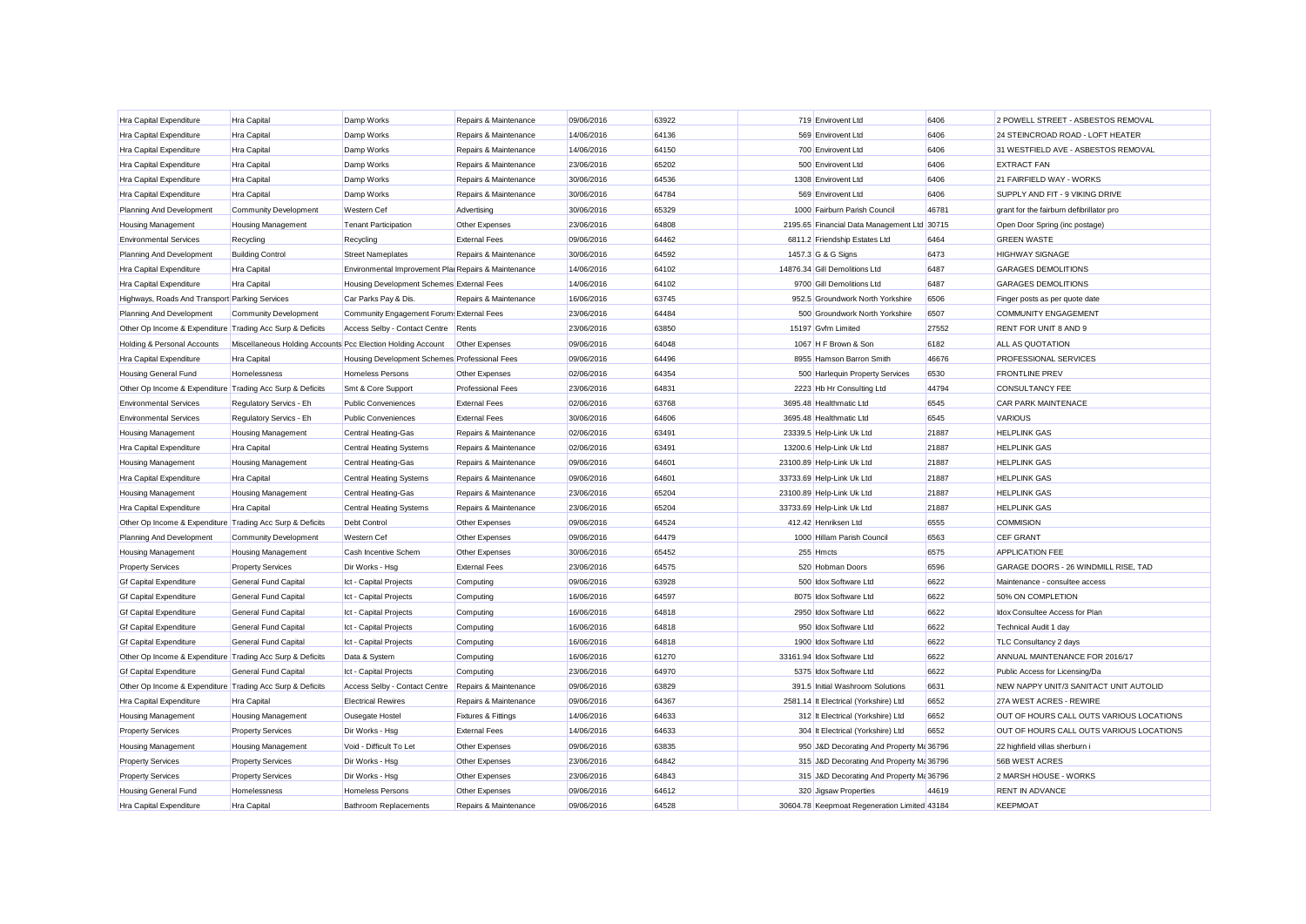| Hra Capital Expenditure | Hra Capital | Damp Works | Repairs & Maintenance | 09/06/2016 | 63922 | 719 | Envirovent Ltd | 6406 | 2 POWELL STREET - ASBESTOS REMOVAL |
|---|---|---|---|---|---|---|---|---|---|
| Hra Capital Expenditure | Hra Capital | Damp Works | Repairs & Maintenance | 14/06/2016 | 64136 | 569 | Envirovent Ltd | 6406 | 24 STEINCROAD ROAD - LOFT HEATER |
| Hra Capital Expenditure | Hra Capital | Damp Works | Repairs & Maintenance | 14/06/2016 | 64150 | 700 | Envirovent Ltd | 6406 | 31 WESTFIELD AVE - ASBESTOS REMOVAL |
| Hra Capital Expenditure | Hra Capital | Damp Works | Repairs & Maintenance | 23/06/2016 | 65202 | 500 | Envirovent Ltd | 6406 | EXTRACT FAN |
| Hra Capital Expenditure | Hra Capital | Damp Works | Repairs & Maintenance | 30/06/2016 | 64536 | 1308 | Envirovent Ltd | 6406 | 21 FAIRFIELD WAY - WORKS |
| Hra Capital Expenditure | Hra Capital | Damp Works | Repairs & Maintenance | 30/06/2016 | 64784 | 569 | Envirovent Ltd | 6406 | SUPPLY AND FIT - 9 VIKING DRIVE |
| Planning And Development | Community Development | Western Cef | Advertising | 30/06/2016 | 65329 | 1000 | Fairburn Parish Council | 46781 | grant for the fairburn defibrillator pro |
| Housing Management | Housing Management | Tenant Participation | Other Expenses | 23/06/2016 | 64808 | 2195.65 | Financial Data Management Ltd | 30715 | Open Door Spring (inc postage) |
| Environmental Services | Recycling | Recycling | External Fees | 09/06/2016 | 64462 | 6811.2 | Friendship Estates Ltd | 6464 | GREEN WASTE |
| Planning And Development | Building Control | Street Nameplates | Repairs & Maintenance | 30/06/2016 | 64592 | 1457.3 | G & G Signs | 6473 | HIGHWAY SIGNAGE |
| Hra Capital Expenditure | Hra Capital | Environmental Improvement Plan | Repairs & Maintenance | 14/06/2016 | 64102 | 14876.34 | Gill Demolitions Ltd | 6487 | GARAGES DEMOLITIONS |
| Hra Capital Expenditure | Hra Capital | Housing Development Schemes | External Fees | 14/06/2016 | 64102 | 9700 | Gill Demolitions Ltd | 6487 | GARAGES DEMOLITIONS |
| Highways, Roads And Transport | Parking Services | Car Parks Pay & Dis. | Repairs & Maintenance | 16/06/2016 | 63745 | 952.5 | Groundwork North Yorkshire | 6506 | Finger posts as per quote date |
| Planning And Development | Community Development | Community Engagement Forums | External Fees | 23/06/2016 | 64484 | 500 | Groundwork North Yorkshire | 6507 | COMMUNITY ENGAGEMENT |
| Other Op Income & Expenditure | Trading Acc Surp & Deficits | Access Selby - Contact Centre | Rents | 23/06/2016 | 63850 | 15197 | Gvfm Limited | 27552 | RENT FOR UNIT 8 AND 9 |
| Holding & Personal Accounts | Miscellaneous Holding Accounts | Pcc Election Holding Account | Other Expenses | 09/06/2016 | 64048 | 1067 | H F Brown & Son | 6182 | ALL AS QUOTATION |
| Hra Capital Expenditure | Hra Capital | Housing Development Schemes | Professional Fees | 09/06/2016 | 64496 | 8955 | Hamson Barron Smith | 46676 | PROFESSIONAL SERVICES |
| Housing General Fund | Homelessness | Homeless Persons | Other Expenses | 02/06/2016 | 64354 | 500 | Harlequin Property Services | 6530 | FRONTLINE PREV |
| Other Op Income & Expenditure | Trading Acc Surp & Deficits | Smt & Core Support | Professional Fees | 23/06/2016 | 64831 | 2223 | Hb Hr Consulting Ltd | 44794 | CONSULTANCY FEE |
| Environmental Services | Regulatory Servics - Eh | Public Conveniences | External Fees | 02/06/2016 | 63768 | 3695.48 | Healthmatic Ltd | 6545 | CAR PARK MAINTENACE |
| Environmental Services | Regulatory Servics - Eh | Public Conveniences | External Fees | 30/06/2016 | 64606 | 3695.48 | Healthmatic Ltd | 6545 | VARIOUS |
| Housing Management | Housing Management | Central Heating-Gas | Repairs & Maintenance | 02/06/2016 | 63491 | 23339.5 | Help-Link Uk Ltd | 21887 | HELPLINK GAS |
| Hra Capital Expenditure | Hra Capital | Central Heating Systems | Repairs & Maintenance | 02/06/2016 | 63491 | 13200.6 | Help-Link Uk Ltd | 21887 | HELPLINK GAS |
| Housing Management | Housing Management | Central Heating-Gas | Repairs & Maintenance | 09/06/2016 | 64601 | 23100.89 | Help-Link Uk Ltd | 21887 | HELPLINK GAS |
| Hra Capital Expenditure | Hra Capital | Central Heating Systems | Repairs & Maintenance | 09/06/2016 | 64601 | 33733.69 | Help-Link Uk Ltd | 21887 | HELPLINK GAS |
| Housing Management | Housing Management | Central Heating-Gas | Repairs & Maintenance | 23/06/2016 | 65204 | 23100.89 | Help-Link Uk Ltd | 21887 | HELPLINK GAS |
| Hra Capital Expenditure | Hra Capital | Central Heating Systems | Repairs & Maintenance | 23/06/2016 | 65204 | 33733.69 | Help-Link Uk Ltd | 21887 | HELPLINK GAS |
| Other Op Income & Expenditure | Trading Acc Surp & Deficits | Debt Control | Other Expenses | 09/06/2016 | 64524 | 412.42 | Henriksen Ltd | 6555 | COMMISION |
| Planning And Development | Community Development | Western Cef | Other Expenses | 09/06/2016 | 64479 | 1000 | Hillam Parish Council | 6563 | CEF GRANT |
| Housing Management | Housing Management | Cash Incentive Schem | Other Expenses | 30/06/2016 | 65452 | 255 | Hmcts | 6575 | APPLICATION FEE |
| Property Services | Property Services | Dir Works - Hsg | External Fees | 23/06/2016 | 64575 | 520 | Hobman Doors | 6596 | GARAGE DOORS - 26 WINDMILL RISE, TAD |
| Gf Capital Expenditure | General Fund Capital | Ict - Capital Projects | Computing | 09/06/2016 | 63928 | 500 | Idox Software Ltd | 6622 | Maintenance - consultee access |
| Gf Capital Expenditure | General Fund Capital | Ict - Capital Projects | Computing | 16/06/2016 | 64597 | 8075 | Idox Software Ltd | 6622 | 50% ON COMPLETION |
| Gf Capital Expenditure | General Fund Capital | Ict - Capital Projects | Computing | 16/06/2016 | 64818 | 2950 | Idox Software Ltd | 6622 | Idox Consultee Access for Plan |
| Gf Capital Expenditure | General Fund Capital | Ict - Capital Projects | Computing | 16/06/2016 | 64818 | 950 | Idox Software Ltd | 6622 | Technical Audit 1 day |
| Gf Capital Expenditure | General Fund Capital | Ict - Capital Projects | Computing | 16/06/2016 | 64818 | 1900 | Idox Software Ltd | 6622 | TLC Consultancy 2 days |
| Other Op Income & Expenditure | Trading Acc Surp & Deficits | Data & System | Computing | 16/06/2016 | 61270 | 33161.94 | Idox Software Ltd | 6622 | ANNUAL MAINTENANCE FOR 2016/17 |
| Gf Capital Expenditure | General Fund Capital | Ict - Capital Projects | Computing | 23/06/2016 | 64970 | 5375 | Idox Software Ltd | 6622 | Public Access for Licensing/Da |
| Other Op Income & Expenditure | Trading Acc Surp & Deficits | Access Selby - Contact Centre | Repairs & Maintenance | 09/06/2016 | 63829 | 391.5 | Initial Washroom Solutions | 6631 | NEW NAPPY UNIT/3 SANITACT UNIT AUTOLID |
| Hra Capital Expenditure | Hra Capital | Electrical Rewires | Repairs & Maintenance | 09/06/2016 | 64367 | 2581.14 | It Electrical (Yorkshire) Ltd | 6652 | 27A WEST ACRES - REWIRE |
| Housing Management | Housing Management | Ousegate Hostel | Fixtures & Fittings | 14/06/2016 | 64633 | 312 | It Electrical (Yorkshire) Ltd | 6652 | OUT OF HOURS CALL OUTS VARIOUS LOCATIONS |
| Property Services | Property Services | Dir Works - Hsg | External Fees | 14/06/2016 | 64633 | 304 | It Electrical (Yorkshire) Ltd | 6652 | OUT OF HOURS CALL OUTS VARIOUS LOCATIONS |
| Housing Management | Housing Management | Void - Difficult To Let | Other Expenses | 09/06/2016 | 63835 | 950 | J&D Decorating And Property Ma | 36796 | 22 highfield villas sherburn i |
| Property Services | Property Services | Dir Works - Hsg | Other Expenses | 23/06/2016 | 64842 | 315 | J&D Decorating And Property Ma | 36796 | 56B WEST ACRES |
| Property Services | Property Services | Dir Works - Hsg | Other Expenses | 23/06/2016 | 64843 | 315 | J&D Decorating And Property Ma | 36796 | 2 MARSH HOUSE - WORKS |
| Housing General Fund | Homelessness | Homeless Persons | Other Expenses | 09/06/2016 | 64612 | 320 | Jigsaw Properties | 44619 | RENT IN ADVANCE |
| Hra Capital Expenditure | Hra Capital | Bathroom Replacements | Repairs & Maintenance | 09/06/2016 | 64528 | 30604.78 | Keepmoat Regeneration Limited | 43184 | KEEPMOAT |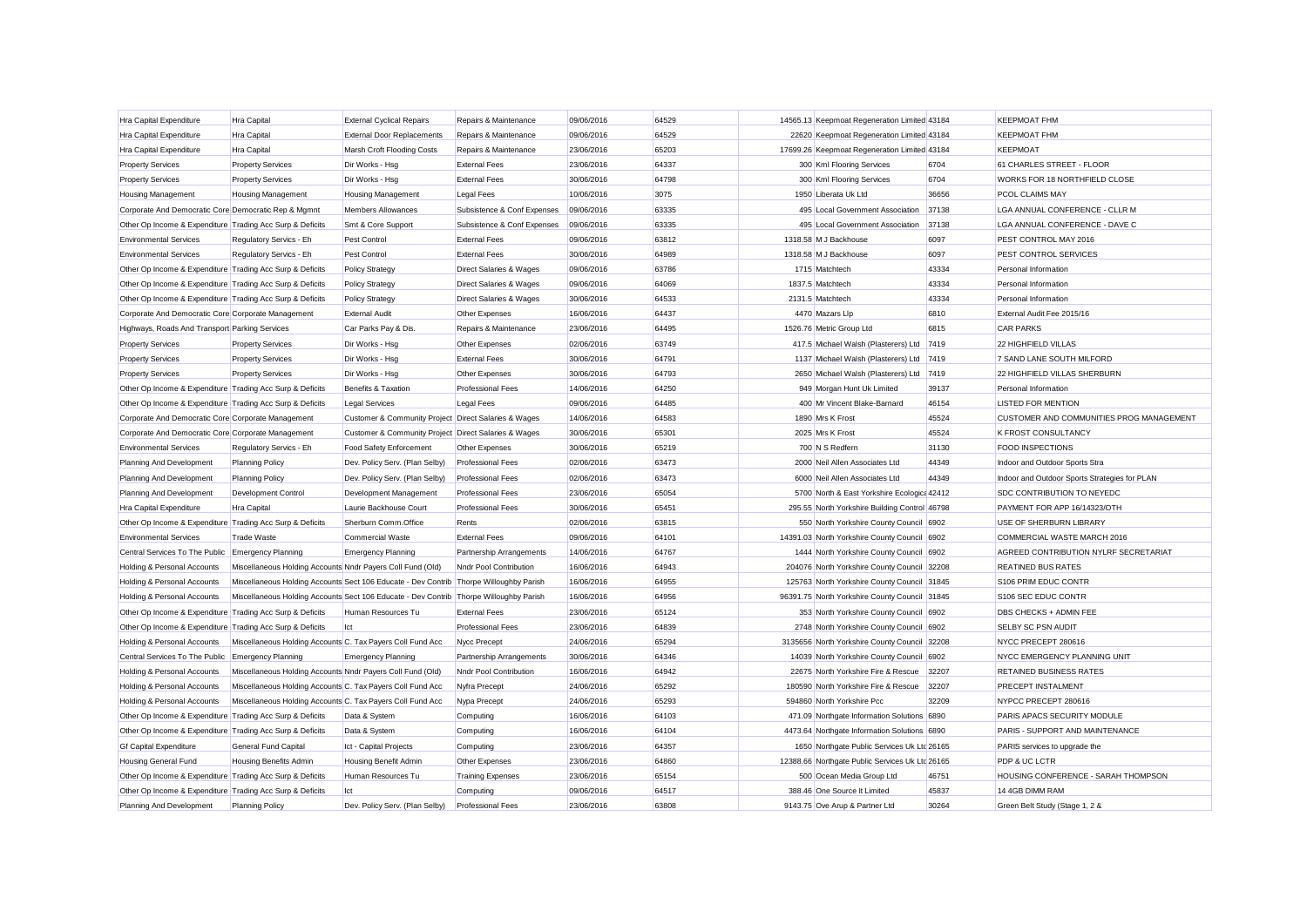| Hra Capital Expenditure | Hra Capital | External Cyclical Repairs | Repairs & Maintenance | 09/06/2016 | 64529 | 14565.13 | Keepmoat Regeneration Limited | 43184 | KEEPMOAT FHM |
|---|---|---|---|---|---|---|---|---|---|
| Hra Capital Expenditure | Hra Capital | External Door Replacements | Repairs & Maintenance | 09/06/2016 | 64529 | 22620 | Keepmoat Regeneration Limited | 43184 | KEEPMOAT FHM |
| Hra Capital Expenditure | Hra Capital | Marsh Croft Flooding Costs | Repairs & Maintenance | 23/06/2016 | 65203 | 17699.26 | Keepmoat Regeneration Limited | 43184 | KEEPMOAT |
| Property Services | Property Services | Dir Works - Hsg | External Fees | 23/06/2016 | 64337 | 300 | Kml Flooring Services | 6704 | 61 CHARLES STREET - FLOOR |
| Property Services | Property Services | Dir Works - Hsg | External Fees | 30/06/2016 | 64798 | 300 | Kml Flooring Services | 6704 | WORKS FOR 18 NORTHFIELD CLOSE |
| Housing Management | Housing Management | Housing Management | Legal Fees | 10/06/2016 | 3075 | 1950 | Liberata Uk Ltd | 36656 | PCOL CLAIMS MAY |
| Corporate And Democratic Core | Democratic Rep & Mgmnt | Members Allowances | Subsistence & Conf Expenses | 09/06/2016 | 63335 | 495 | Local Government Association | 37138 | LGA ANNUAL CONFERENCE - CLLR M |
| Other Op Income & Expenditure | Trading Acc Surp & Deficits | Smt & Core Support | Subsistence & Conf Expenses | 09/06/2016 | 63335 | 495 | Local Government Association | 37138 | LGA ANNUAL CONFERENCE - DAVE C |
| Environmental Services | Regulatory Servics - Eh | Pest Control | External Fees | 09/06/2016 | 63812 | 1318.58 | M J Backhouse | 6097 | PEST CONTROL MAY 2016 |
| Environmental Services | Regulatory Servics - Eh | Pest Control | External Fees | 30/06/2016 | 64989 | 1318.58 | M J Backhouse | 6097 | PEST CONTROL SERVICES |
| Other Op Income & Expenditure | Trading Acc Surp & Deficits | Policy Strategy | Direct Salaries & Wages | 09/06/2016 | 63786 | 1715 | Matchtech | 43334 | Personal Information |
| Other Op Income & Expenditure | Trading Acc Surp & Deficits | Policy Strategy | Direct Salaries & Wages | 09/06/2016 | 64069 | 1837.5 | Matchtech | 43334 | Personal Information |
| Other Op Income & Expenditure | Trading Acc Surp & Deficits | Policy Strategy | Direct Salaries & Wages | 30/06/2016 | 64533 | 2131.5 | Matchtech | 43334 | Personal Information |
| Corporate And Democratic Core | Corporate Management | External Audit | Other Expenses | 16/06/2016 | 64437 | 4470 | Mazars Llp | 6810 | External Audit Fee 2015/16 |
| Highways, Roads And Transport | Parking Services | Car Parks Pay & Dis. | Repairs & Maintenance | 23/06/2016 | 64495 | 1526.76 | Metric Group Ltd | 6815 | CAR PARKS |
| Property Services | Property Services | Dir Works - Hsg | Other Expenses | 02/06/2016 | 63749 | 417.5 | Michael Walsh (Plasterers) Ltd | 7419 | 22 HIGHFIELD VILLAS |
| Property Services | Property Services | Dir Works - Hsg | External Fees | 30/06/2016 | 64791 | 1137 | Michael Walsh (Plasterers) Ltd | 7419 | 7 SAND LANE SOUTH MILFORD |
| Property Services | Property Services | Dir Works - Hsg | Other Expenses | 30/06/2016 | 64793 | 2650 | Michael Walsh (Plasterers) Ltd | 7419 | 22 HIGHFIELD VILLAS SHERBURN |
| Other Op Income & Expenditure | Trading Acc Surp & Deficits | Benefits & Taxation | Professional Fees | 14/06/2016 | 64250 | 949 | Morgan Hunt Uk Limited | 39137 | Personal Information |
| Other Op Income & Expenditure | Trading Acc Surp & Deficits | Legal Services | Legal Fees | 09/06/2016 | 64485 | 400 | Mr Vincent Blake-Barnard | 46154 | LISTED FOR MENTION |
| Corporate And Democratic Core | Corporate Management | Customer & Community Project | Direct Salaries & Wages | 14/06/2016 | 64583 | 1890 | Mrs K Frost | 45524 | CUSTOMER AND COMMUNITIES PROG MANAGEMENT |
| Corporate And Democratic Core | Corporate Management | Customer & Community Project | Direct Salaries & Wages | 30/06/2016 | 65301 | 2025 | Mrs K Frost | 45524 | K FROST CONSULTANCY |
| Environmental Services | Regulatory Servics - Eh | Food Safety Enforcement | Other Expenses | 30/06/2016 | 65219 | 700 | N S Redfern | 31130 | FOOD INSPECTIONS |
| Planning And Development | Planning Policy | Dev. Policy Serv. (Plan Selby) | Professional Fees | 02/06/2016 | 63473 | 2000 | Neil Allen Associates Ltd | 44349 | Indoor and Outdoor Sports Stra |
| Planning And Development | Planning Policy | Dev. Policy Serv. (Plan Selby) | Professional Fees | 02/06/2016 | 63473 | 6000 | Neil Allen Associates Ltd | 44349 | Indoor and Outdoor Sports Strategies for PLAN |
| Planning And Development | Development Control | Development Management | Professional Fees | 23/06/2016 | 65054 | 5700 | North & East Yorkshire Ecologica | 42412 | SDC CONTRIBUTION TO NEYEDC |
| Hra Capital Expenditure | Hra Capital | Laurie Backhouse Court | Professional Fees | 30/06/2016 | 65451 | 295.55 | North Yorkshire Building Control | 46798 | PAYMENT FOR APP 16/14323/OTH |
| Other Op Income & Expenditure | Trading Acc Surp & Deficits | Sherburn Comm.Office | Rents | 02/06/2016 | 63815 | 550 | North Yorkshire County Council | 6902 | USE OF SHERBURN LIBRARY |
| Environmental Services | Trade Waste | Commercial Waste | External Fees | 09/06/2016 | 64101 | 14391.03 | North Yorkshire County Council | 6902 | COMMERCIAL WASTE MARCH 2016 |
| Central Services To The Public | Emergency Planning | Emergency Planning | Partnership Arrangements | 14/06/2016 | 64767 | 1444 | North Yorkshire County Council | 6902 | AGREED CONTRIBUTION NYLRF SECRETARIAT |
| Holding & Personal Accounts | Miscellaneous Holding Accounts | Nndr Payers Coll Fund (Old) | Nndr Pool Contribution | 16/06/2016 | 64943 | 204076 | North Yorkshire County Council | 32208 | REATINED BUS RATES |
| Holding & Personal Accounts | Miscellaneous Holding Accounts | Sect 106 Educate - Dev Contrib | Thorpe Willoughby Parish | 16/06/2016 | 64955 | 125763 | North Yorkshire County Council | 31845 | S106 PRIM EDUC CONTR |
| Holding & Personal Accounts | Miscellaneous Holding Accounts | Sect 106 Educate - Dev Contrib | Thorpe Willoughby Parish | 16/06/2016 | 64956 | 96391.75 | North Yorkshire County Council | 31845 | S106 SEC EDUC CONTR |
| Other Op Income & Expenditure | Trading Acc Surp & Deficits | Human Resources Tu | External Fees | 23/06/2016 | 65124 | 353 | North Yorkshire County Council | 6902 | DBS CHECKS + ADMIN FEE |
| Other Op Income & Expenditure | Trading Acc Surp & Deficits | Ict | Professional Fees | 23/06/2016 | 64839 | 2748 | North Yorkshire County Council | 6902 | SELBY SC PSN AUDIT |
| Holding & Personal Accounts | Miscellaneous Holding Accounts | C. Tax Payers Coll Fund Acc | Nycc Precept | 24/06/2016 | 65294 | 3135656 | North Yorkshire County Council | 32208 | NYCC PRECEPT 280616 |
| Central Services To The Public | Emergency Planning | Emergency Planning | Partnership Arrangements | 30/06/2016 | 64346 | 14039 | North Yorkshire County Council | 6902 | NYCC EMERGENCY PLANNING UNIT |
| Holding & Personal Accounts | Miscellaneous Holding Accounts | Nndr Payers Coll Fund (Old) | Nndr Pool Contribution | 16/06/2016 | 64942 | 22675 | North Yorkshire Fire & Rescue | 32207 | RETAINED BUSINESS RATES |
| Holding & Personal Accounts | Miscellaneous Holding Accounts | C. Tax Payers Coll Fund Acc | Nyfra Precept | 24/06/2016 | 65292 | 180590 | North Yorkshire Fire & Rescue | 32207 | PRECEPT INSTALMENT |
| Holding & Personal Accounts | Miscellaneous Holding Accounts | C. Tax Payers Coll Fund Acc | Nypa Precept | 24/06/2016 | 65293 | 594860 | North Yorkshire Pcc | 32209 | NYPCC PRECEPT 280616 |
| Other Op Income & Expenditure | Trading Acc Surp & Deficits | Data & System | Computing | 16/06/2016 | 64103 | 471.09 | Northgate Information Solutions | 6890 | PARIS APACS SECURITY MODULE |
| Other Op Income & Expenditure | Trading Acc Surp & Deficits | Data & System | Computing | 16/06/2016 | 64104 | 4473.64 | Northgate Information Solutions | 6890 | PARIS - SUPPORT AND MAINTENANCE |
| Gf Capital Expenditure | General Fund Capital | Ict - Capital Projects | Computing | 23/06/2016 | 64357 | 1650 | Northgate Public Services Uk Ltd | 26165 | PARIS services to upgrade the |
| Housing General Fund | Housing Benefits Admin | Housing Benefit Admin | Other Expenses | 23/06/2016 | 64860 | 12388.66 | Northgate Public Services Uk Ltd | 26165 | PDP & UC LCTR |
| Other Op Income & Expenditure | Trading Acc Surp & Deficits | Human Resources Tu | Training Expenses | 23/06/2016 | 65154 | 500 | Ocean Media Group Ltd | 46751 | HOUSING CONFERENCE - SARAH THOMPSON |
| Other Op Income & Expenditure | Trading Acc Surp & Deficits | Ict | Computing | 09/06/2016 | 64517 | 388.46 | One Source It Limited | 45837 | 14 4GB DIMM RAM |
| Planning And Development | Planning Policy | Dev. Policy Serv. (Plan Selby) | Professional Fees | 23/06/2016 | 63808 | 9143.75 | Ove Arup & Partner Ltd | 30264 | Green Belt Study (Stage 1, 2 & |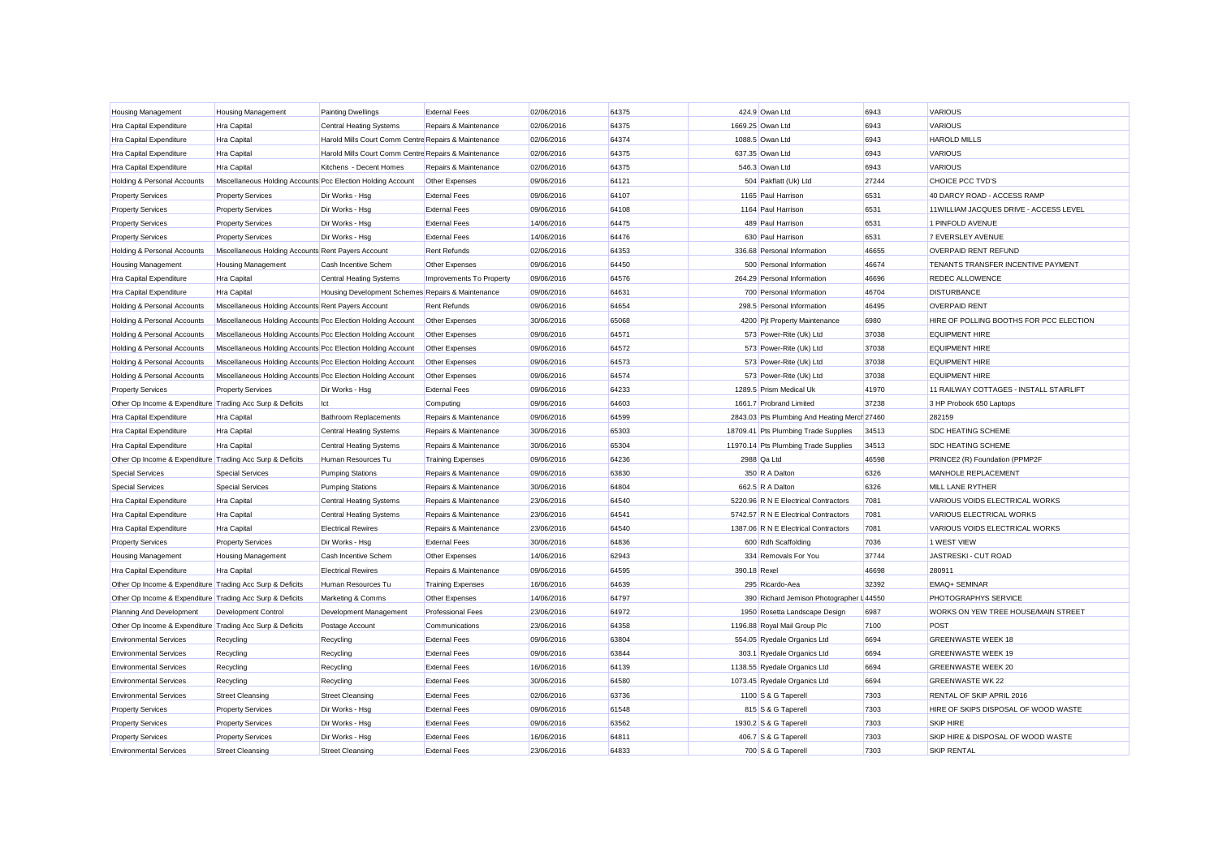| | | | | | | | | | |
|---|---|---|---|---|---|---|---|---|---|
| Housing Management | Housing Management | Painting Dwellings | External Fees | 02/06/2016 | 64375 | 424.9 | Owan Ltd | 6943 | VARIOUS |
| Hra Capital Expenditure | Hra Capital | Central Heating Systems | Repairs & Maintenance | 02/06/2016 | 64375 | 1669.25 | Owan Ltd | 6943 | VARIOUS |
| Hra Capital Expenditure | Hra Capital | Harold Mills Court Comm Centre | Repairs & Maintenance | 02/06/2016 | 64374 | 1088.5 | Owan Ltd | 6943 | HAROLD MILLS |
| Hra Capital Expenditure | Hra Capital | Harold Mills Court Comm Centre | Repairs & Maintenance | 02/06/2016 | 64375 | 637.35 | Owan Ltd | 6943 | VARIOUS |
| Hra Capital Expenditure | Hra Capital | Kitchens - Decent Homes | Repairs & Maintenance | 02/06/2016 | 64375 | 546.3 | Owan Ltd | 6943 | VARIOUS |
| Holding & Personal Accounts | Miscellaneous Holding Accounts | Pcc Election Holding Account | Other Expenses | 09/06/2016 | 64121 | 504 | Pakflatt (Uk) Ltd | 27244 | CHOICE PCC TVD'S |
| Property Services | Property Services | Dir Works - Hsg | External Fees | 09/06/2016 | 64107 | 1165 | Paul Harrison | 6531 | 40 DARCY ROAD - ACCESS RAMP |
| Property Services | Property Services | Dir Works - Hsg | External Fees | 09/06/2016 | 64108 | 1164 | Paul Harrison | 6531 | 11WILLIAM JACQUES DRIVE - ACCESS LEVEL |
| Property Services | Property Services | Dir Works - Hsg | External Fees | 14/06/2016 | 64475 | 489 | Paul Harrison | 6531 | 1 PINFOLD AVENUE |
| Property Services | Property Services | Dir Works - Hsg | External Fees | 14/06/2016 | 64476 | 630 | Paul Harrison | 6531 | 7 EVERSLEY AVENUE |
| Holding & Personal Accounts | Miscellaneous Holding Accounts | Rent Payers Account | Rent Refunds | 02/06/2016 | 64353 | 336.68 | Personal Information | 46655 | OVERPAID RENT REFUND |
| Housing Management | Housing Management | Cash Incentive Schem | Other Expenses | 09/06/2016 | 64450 | 500 | Personal Information | 46674 | TENANTS TRANSFER INCENTIVE PAYMENT |
| Hra Capital Expenditure | Hra Capital | Central Heating Systems | Improvements To Property | 09/06/2016 | 64576 | 264.29 | Personal Information | 46696 | REDEC ALLOWENCE |
| Hra Capital Expenditure | Hra Capital | Housing Development Schemes | Repairs & Maintenance | 09/06/2016 | 64631 | 700 | Personal Information | 46704 | DISTURBANCE |
| Holding & Personal Accounts | Miscellaneous Holding Accounts | Rent Payers Account | Rent Refunds | 09/06/2016 | 64654 | 298.5 | Personal Information | 46495 | OVERPAID RENT |
| Holding & Personal Accounts | Miscellaneous Holding Accounts | Pcc Election Holding Account | Other Expenses | 30/06/2016 | 65068 | 4200 | Pjt Property Maintenance | 6980 | HIRE OF POLLING BOOTHS FOR PCC ELECTION |
| Holding & Personal Accounts | Miscellaneous Holding Accounts | Pcc Election Holding Account | Other Expenses | 09/06/2016 | 64571 | 573 | Power-Rite (Uk) Ltd | 37038 | EQUIPMENT HIRE |
| Holding & Personal Accounts | Miscellaneous Holding Accounts | Pcc Election Holding Account | Other Expenses | 09/06/2016 | 64572 | 573 | Power-Rite (Uk) Ltd | 37038 | EQUIPMENT HIRE |
| Holding & Personal Accounts | Miscellaneous Holding Accounts | Pcc Election Holding Account | Other Expenses | 09/06/2016 | 64573 | 573 | Power-Rite (Uk) Ltd | 37038 | EQUIPMENT HIRE |
| Holding & Personal Accounts | Miscellaneous Holding Accounts | Pcc Election Holding Account | Other Expenses | 09/06/2016 | 64574 | 573 | Power-Rite (Uk) Ltd | 37038 | EQUIPMENT HIRE |
| Property Services | Property Services | Dir Works - Hsg | External Fees | 09/06/2016 | 64233 | 1289.5 | Prism Medical Uk | 41970 | 11 RAILWAY COTTAGES - INSTALL STAIRLIFT |
| Other Op Income & Expenditure | Trading Acc Surp & Deficits | Ict | Computing | 09/06/2016 | 64603 | 1661.7 | Probrand Limited | 37238 | 3 HP Probook 650 Laptops |
| Hra Capital Expenditure | Hra Capital | Bathroom Replacements | Repairs & Maintenance | 09/06/2016 | 64599 | 2843.03 | Pts Plumbing And Heating Merch | 27460 | 282159 |
| Hra Capital Expenditure | Hra Capital | Central Heating Systems | Repairs & Maintenance | 30/06/2016 | 65303 | 18709.41 | Pts Plumbing Trade Supplies | 34513 | SDC HEATING SCHEME |
| Hra Capital Expenditure | Hra Capital | Central Heating Systems | Repairs & Maintenance | 30/06/2016 | 65304 | 11970.14 | Pts Plumbing Trade Supplies | 34513 | SDC HEATING SCHEME |
| Other Op Income & Expenditure | Trading Acc Surp & Deficits | Human Resources Tu | Training Expenses | 09/06/2016 | 64236 | 2988 | Qa Ltd | 46598 | PRINCE2 (R) Foundation (PPMP2F |
| Special Services | Special Services | Pumping Stations | Repairs & Maintenance | 09/06/2016 | 63830 | 350 | R A Dalton | 6326 | MANHOLE REPLACEMENT |
| Special Services | Special Services | Pumping Stations | Repairs & Maintenance | 30/06/2016 | 64804 | 662.5 | R A Dalton | 6326 | MILL LANE RYTHER |
| Hra Capital Expenditure | Hra Capital | Central Heating Systems | Repairs & Maintenance | 23/06/2016 | 64540 | 5220.96 | R N E Electrical Contractors | 7081 | VARIOUS VOIDS ELECTRICAL WORKS |
| Hra Capital Expenditure | Hra Capital | Central Heating Systems | Repairs & Maintenance | 23/06/2016 | 64541 | 5742.57 | R N E Electrical Contractors | 7081 | VARIOUS ELECTRICAL WORKS |
| Hra Capital Expenditure | Hra Capital | Electrical Rewires | Repairs & Maintenance | 23/06/2016 | 64540 | 1387.06 | R N E Electrical Contractors | 7081 | VARIOUS VOIDS ELECTRICAL WORKS |
| Property Services | Property Services | Dir Works - Hsg | External Fees | 30/06/2016 | 64836 | 600 | Rdh Scaffolding | 7036 | 1 WEST VIEW |
| Housing Management | Housing Management | Cash Incentive Schem | Other Expenses | 14/06/2016 | 62943 | 334 | Removals For You | 37744 | JASTRESKI - CUT ROAD |
| Hra Capital Expenditure | Hra Capital | Electrical Rewires | Repairs & Maintenance | 09/06/2016 | 64595 | 390.18 | Rexel | 46698 | 280911 |
| Other Op Income & Expenditure | Trading Acc Surp & Deficits | Human Resources Tu | Training Expenses | 16/06/2016 | 64639 | 295 | Ricardo-Aea | 32392 | EMAQ+ SEMINAR |
| Other Op Income & Expenditure | Trading Acc Surp & Deficits | Marketing & Comms | Other Expenses | 14/06/2016 | 64797 | 390 | Richard Jemison Photographer L | 44550 | PHOTOGRAPHYS SERVICE |
| Planning And Development | Development Control | Development Management | Professional Fees | 23/06/2016 | 64972 | 1950 | Rosetta Landscape Design | 6987 | WORKS ON YEW TREE HOUSE/MAIN STREET |
| Other Op Income & Expenditure | Trading Acc Surp & Deficits | Postage Account | Communications | 23/06/2016 | 64358 | 1196.88 | Royal Mail Group Plc | 7100 | POST |
| Environmental Services | Recycling | Recycling | External Fees | 09/06/2016 | 63804 | 554.05 | Ryedale Organics Ltd | 6694 | GREENWASTE WEEK 18 |
| Environmental Services | Recycling | Recycling | External Fees | 09/06/2016 | 63844 | 303.1 | Ryedale Organics Ltd | 6694 | GREENWASTE WEEK 19 |
| Environmental Services | Recycling | Recycling | External Fees | 16/06/2016 | 64139 | 1138.55 | Ryedale Organics Ltd | 6694 | GREENWASTE WEEK 20 |
| Environmental Services | Recycling | Recycling | External Fees | 30/06/2016 | 64580 | 1073.45 | Ryedale Organics Ltd | 6694 | GREENWASTE WK 22 |
| Environmental Services | Street Cleansing | Street Cleansing | External Fees | 02/06/2016 | 63736 | 1100 | S & G Taperell | 7303 | RENTAL OF SKIP APRIL 2016 |
| Property Services | Property Services | Dir Works - Hsg | External Fees | 09/06/2016 | 61548 | 815 | S & G Taperell | 7303 | HIRE OF SKIPS DISPOSAL OF WOOD WASTE |
| Property Services | Property Services | Dir Works - Hsg | External Fees | 09/06/2016 | 63562 | 1930.2 | S & G Taperell | 7303 | SKIP HIRE |
| Property Services | Property Services | Dir Works - Hsg | External Fees | 16/06/2016 | 64811 | 406.7 | S & G Taperell | 7303 | SKIP HIRE & DISPOSAL OF WOOD WASTE |
| Environmental Services | Street Cleansing | Street Cleansing | External Fees | 23/06/2016 | 64833 | 700 | S & G Taperell | 7303 | SKIP RENTAL |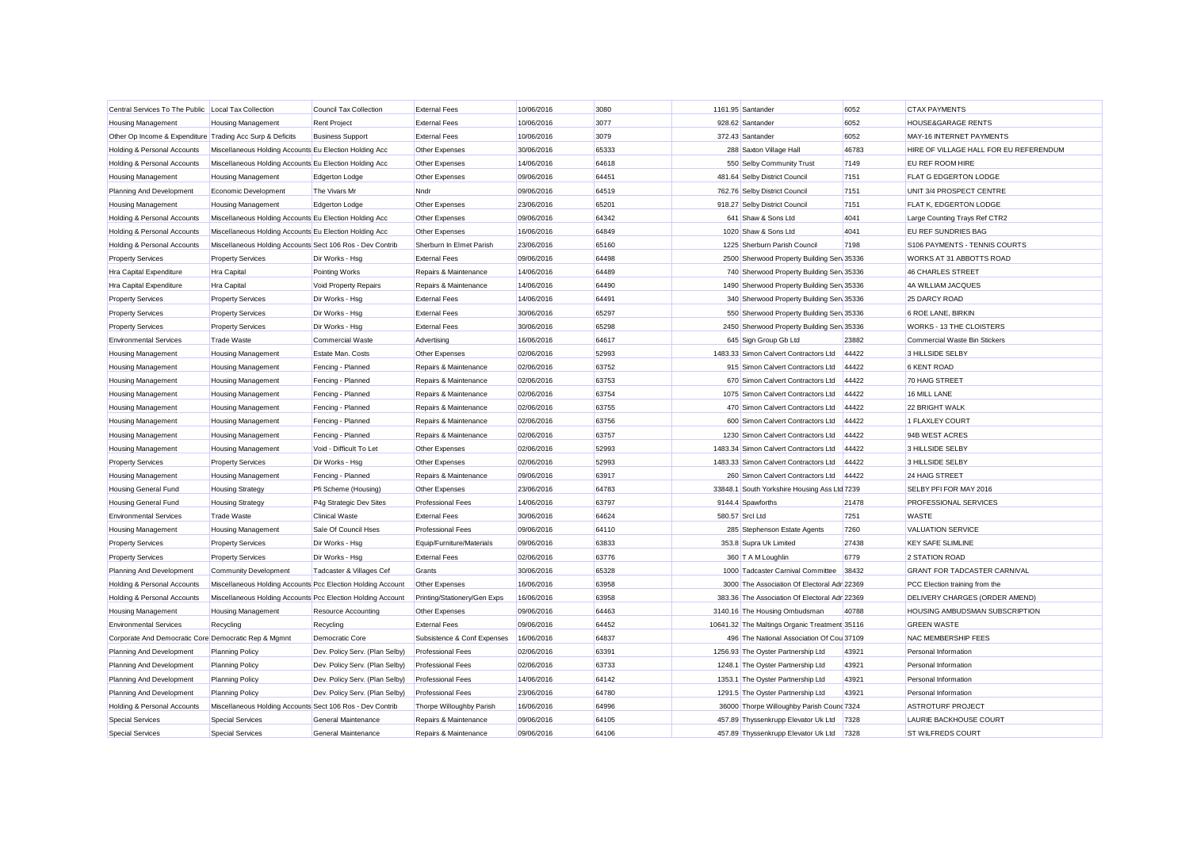| | | | | | | | | | |
|---|---|---|---|---|---|---|---|---|---|
| Central Services To The Public | Local Tax Collection | Council Tax Collection | External Fees | 10/06/2016 | 3080 | 1161.95 | Santander | 6052 | CTAX PAYMENTS |
| Housing Management | Housing Management | Rent Project | External Fees | 10/06/2016 | 3077 | 928.62 | Santander | 6052 | HOUSE&GARAGE RENTS |
| Other Op Income & Expenditure | Trading Acc Surp & Deficits | Business Support | External Fees | 10/06/2016 | 3079 | 372.43 | Santander | 6052 | MAY-16 INTERNET PAYMENTS |
| Holding & Personal Accounts | Miscellaneous Holding Accounts | Eu Election Holding Acc | Other Expenses | 30/06/2016 | 65333 | 288 | Saxton Village Hall | 46783 | HIRE OF VILLAGE HALL FOR EU REFERENDUM |
| Holding & Personal Accounts | Miscellaneous Holding Accounts | Eu Election Holding Acc | Other Expenses | 14/06/2016 | 64618 | 550 | Selby Community Trust | 7149 | EU REF ROOM HIRE |
| Housing Management | Housing Management | Edgerton Lodge | Other Expenses | 09/06/2016 | 64451 | 481.64 | Selby District Council | 7151 | FLAT G EDGERTON LODGE |
| Planning And Development | Economic Development | The Vivars Mr | Nndr | 09/06/2016 | 64519 | 762.76 | Selby District Council | 7151 | UNIT 3/4 PROSPECT CENTRE |
| Housing Management | Housing Management | Edgerton Lodge | Other Expenses | 23/06/2016 | 65201 | 918.27 | Selby District Council | 7151 | FLAT K, EDGERTON LODGE |
| Holding & Personal Accounts | Miscellaneous Holding Accounts | Eu Election Holding Acc | Other Expenses | 09/06/2016 | 64342 | 641 | Shaw & Sons Ltd | 4041 | Large Counting Trays Ref CTR2 |
| Holding & Personal Accounts | Miscellaneous Holding Accounts | Eu Election Holding Acc | Other Expenses | 16/06/2016 | 64849 | 1020 | Shaw & Sons Ltd | 4041 | EU REF SUNDRIES BAG |
| Holding & Personal Accounts | Miscellaneous Holding Accounts | Sect 106 Ros - Dev Contrib | Sherburn In Elmet Parish | 23/06/2016 | 65160 | 1225 | Sherburn Parish Council | 7198 | S106 PAYMENTS - TENNIS COURTS |
| Property Services | Property Services | Dir Works - Hsg | External Fees | 09/06/2016 | 64498 | 2500 | Sherwood Property Building Serv | 35336 | WORKS AT 31 ABBOTTS ROAD |
| Hra Capital Expenditure | Hra Capital | Pointing Works | Repairs & Maintenance | 14/06/2016 | 64489 | 740 | Sherwood Property Building Serv | 35336 | 46 CHARLES STREET |
| Hra Capital Expenditure | Hra Capital | Void Property Repairs | Repairs & Maintenance | 14/06/2016 | 64490 | 1490 | Sherwood Property Building Serv | 35336 | 4A WILLIAM JACQUES |
| Property Services | Property Services | Dir Works - Hsg | External Fees | 14/06/2016 | 64491 | 340 | Sherwood Property Building Serv | 35336 | 25 DARCY ROAD |
| Property Services | Property Services | Dir Works - Hsg | External Fees | 30/06/2016 | 65297 | 550 | Sherwood Property Building Serv | 35336 | 6 ROE LANE, BIRKIN |
| Property Services | Property Services | Dir Works - Hsg | External Fees | 30/06/2016 | 65298 | 2450 | Sherwood Property Building Serv | 35336 | WORKS - 13 THE CLOISTERS |
| Environmental Services | Trade Waste | Commercial Waste | Advertising | 16/06/2016 | 64617 | 645 | Sign Group Gb Ltd | 23882 | Commercial Waste Bin Stickers |
| Housing Management | Housing Management | Estate Man. Costs | Other Expenses | 02/06/2016 | 52993 | 1483.33 | Simon Calvert Contractors Ltd | 44422 | 3 HILLSIDE SELBY |
| Housing Management | Housing Management | Fencing - Planned | Repairs & Maintenance | 02/06/2016 | 63752 | 915 | Simon Calvert Contractors Ltd | 44422 | 6 KENT ROAD |
| Housing Management | Housing Management | Fencing - Planned | Repairs & Maintenance | 02/06/2016 | 63753 | 670 | Simon Calvert Contractors Ltd | 44422 | 70 HAIG STREET |
| Housing Management | Housing Management | Fencing - Planned | Repairs & Maintenance | 02/06/2016 | 63754 | 1075 | Simon Calvert Contractors Ltd | 44422 | 16 MILL LANE |
| Housing Management | Housing Management | Fencing - Planned | Repairs & Maintenance | 02/06/2016 | 63755 | 470 | Simon Calvert Contractors Ltd | 44422 | 22 BRIGHT WALK |
| Housing Management | Housing Management | Fencing - Planned | Repairs & Maintenance | 02/06/2016 | 63756 | 600 | Simon Calvert Contractors Ltd | 44422 | 1 FLAXLEY COURT |
| Housing Management | Housing Management | Fencing - Planned | Repairs & Maintenance | 02/06/2016 | 63757 | 1230 | Simon Calvert Contractors Ltd | 44422 | 94B WEST ACRES |
| Housing Management | Housing Management | Void - Difficult To Let | Other Expenses | 02/06/2016 | 52993 | 1483.34 | Simon Calvert Contractors Ltd | 44422 | 3 HILLSIDE SELBY |
| Property Services | Property Services | Dir Works - Hsg | Other Expenses | 02/06/2016 | 52993 | 1483.33 | Simon Calvert Contractors Ltd | 44422 | 3 HILLSIDE SELBY |
| Housing Management | Housing Management | Fencing - Planned | Repairs & Maintenance | 09/06/2016 | 63917 | 260 | Simon Calvert Contractors Ltd | 44422 | 24 HAIG STREET |
| Housing General Fund | Housing Strategy | Pfi Scheme (Housing) | Other Expenses | 23/06/2016 | 64783 | 33848.1 | South Yorkshire Housing Ass Ltd | 7239 | SELBY PFI FOR MAY 2016 |
| Housing General Fund | Housing Strategy | P4g Strategic Dev Sites | Professional Fees | 14/06/2016 | 63797 | 9144.4 | Spawforths | 21478 | PROFESSIONAL SERVICES |
| Environmental Services | Trade Waste | Clinical Waste | External Fees | 30/06/2016 | 64624 | 580.57 | Srcl Ltd | 7251 | WASTE |
| Housing Management | Housing Management | Sale Of Council Hses | Professional Fees | 09/06/2016 | 64110 | 285 | Stephenson Estate Agents | 7260 | VALUATION SERVICE |
| Property Services | Property Services | Dir Works - Hsg | Equip/Furniture/Materials | 09/06/2016 | 63833 | 353.8 | Supra Uk Limited | 27438 | KEY SAFE SLIMLINE |
| Property Services | Property Services | Dir Works - Hsg | External Fees | 02/06/2016 | 63776 | 360 | T A M Loughlin | 6779 | 2 STATION ROAD |
| Planning And Development | Community Development | Tadcaster & Villages Cef | Grants | 30/06/2016 | 65328 | 1000 | Tadcaster Carnival Committee | 38432 | GRANT FOR TADCASTER CARNIVAL |
| Holding & Personal Accounts | Miscellaneous Holding Accounts | Pcc Election Holding Account | Other Expenses | 16/06/2016 | 63958 | 3000 | The Association Of Electoral Adr | 22369 | PCC Election training from the |
| Holding & Personal Accounts | Miscellaneous Holding Accounts | Pcc Election Holding Account | Printing/Stationery/Gen Exps | 16/06/2016 | 63958 | 383.36 | The Association Of Electoral Adr | 22369 | DELIVERY CHARGES (ORDER AMEND) |
| Housing Management | Housing Management | Resource Accounting | Other Expenses | 09/06/2016 | 64463 | 3140.16 | The Housing Ombudsman | 40788 | HOUSING AMBUDSMAN SUBSCRIPTION |
| Environmental Services | Recycling | Recycling | External Fees | 09/06/2016 | 64452 | 10641.32 | The Maltings Organic Treatment | 35116 | GREEN WASTE |
| Corporate And Democratic Core | Democratic Rep & Mgmnt | Democratic Core | Subsistence & Conf Expenses | 16/06/2016 | 64837 | 496 | The National Association Of Cou | 37109 | NAC MEMBERSHIP FEES |
| Planning And Development | Planning Policy | Dev. Policy Serv. (Plan Selby) | Professional Fees | 02/06/2016 | 63391 | 1256.93 | The Oyster Partnership Ltd | 43921 | Personal Information |
| Planning And Development | Planning Policy | Dev. Policy Serv. (Plan Selby) | Professional Fees | 02/06/2016 | 63733 | 1248.1 | The Oyster Partnership Ltd | 43921 | Personal Information |
| Planning And Development | Planning Policy | Dev. Policy Serv. (Plan Selby) | Professional Fees | 14/06/2016 | 64142 | 1353.1 | The Oyster Partnership Ltd | 43921 | Personal Information |
| Planning And Development | Planning Policy | Dev. Policy Serv. (Plan Selby) | Professional Fees | 23/06/2016 | 64780 | 1291.5 | The Oyster Partnership Ltd | 43921 | Personal Information |
| Holding & Personal Accounts | Miscellaneous Holding Accounts | Sect 106 Ros - Dev Contrib | Thorpe Willoughby Parish | 16/06/2016 | 64996 | 36000 | Thorpe Willoughby Parish Counc | 7324 | ASTROTURF PROJECT |
| Special Services | Special Services | General Maintenance | Repairs & Maintenance | 09/06/2016 | 64105 | 457.89 | Thyssenkrupp Elevator Uk Ltd | 7328 | LAURIE BACKHOUSE COURT |
| Special Services | Special Services | General Maintenance | Repairs & Maintenance | 09/06/2016 | 64106 | 457.89 | Thyssenkrupp Elevator Uk Ltd | 7328 | ST WILFREDS COURT |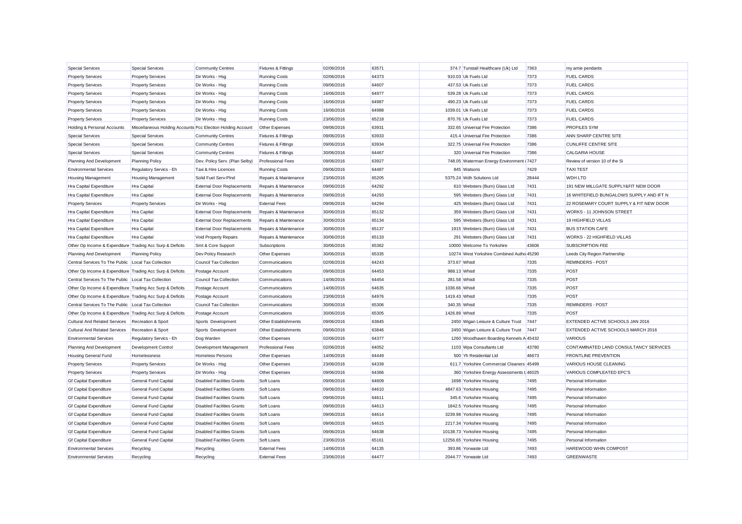| | | | | | | | | | |
|---|---|---|---|---|---|---|---|---|---|
| Special Services | Special Services | Community Centres | Fixtures & Fittings | 02/06/2016 | 63571 | 374.7 | Tunstall Healthcare (Uk) Ltd | 7363 | my amie pendants |
| Property Services | Property Services | Dir Works - Hsg | Running Costs | 02/06/2016 | 64373 | 910.03 | Uk Fuels Ltd | 7373 | FUEL CARDS |
| Property Services | Property Services | Dir Works - Hsg | Running Costs | 09/06/2016 | 64607 | 437.53 | Uk Fuels Ltd | 7373 | FUEL CARDS |
| Property Services | Property Services | Dir Works - Hsg | Running Costs | 16/06/2016 | 64977 | 539.28 | Uk Fuels Ltd | 7373 | FUEL CARDS |
| Property Services | Property Services | Dir Works - Hsg | Running Costs | 16/06/2016 | 64987 | 490.23 | Uk Fuels Ltd | 7373 | FUEL CARDS |
| Property Services | Property Services | Dir Works - Hsg | Running Costs | 16/06/2016 | 64988 | 1039.01 | Uk Fuels Ltd | 7373 | FUEL CARDS |
| Property Services | Property Services | Dir Works - Hsg | Running Costs | 23/06/2016 | 65218 | 870.76 | Uk Fuels Ltd | 7373 | FUEL CARDS |
| Holding & Personal Accounts | Miscellaneous Holding Accounts | Pcc Election Holding Account | Other Expenses | 09/06/2016 | 63931 | 332.65 | Universal Fire Protection | 7386 | PROFILES SYM |
| Special Services | Special Services | Community Centres | Fixtures & Fittings | 09/06/2016 | 63933 | 415.4 | Universal Fire Protection | 7386 | ANN SHARP CENTRE SITE |
| Special Services | Special Services | Community Centres | Fixtures & Fittings | 09/06/2016 | 63934 | 322.75 | Universal Fire Protection | 7386 | CUNLIFFE CENTRE SITE |
| Special Services | Special Services | Community Centres | Fixtures & Fittings | 30/06/2016 | 64467 | 320 | Universal Fire Protection | 7386 | CALGARIA HOUSE |
| Planning And Development | Planning Policy | Dev. Policy Serv. (Plan Selby) | Professional Fees | 09/06/2016 | 63927 | 748.05 | Waterman Energy Environment & | 7427 | Review of version 10 of the Si |
| Environmental Services | Regulatory Servics - Eh | Taxi & Hire Licences | Running Costs | 09/06/2016 | 64487 | 845 | Watsons | 7429 | TAXI TEST |
| Housing Management | Housing Management | Solid Fuel Serv-Plnd | Repairs & Maintenance | 23/06/2016 | 65205 | 5375.24 | Wdh Solutions Ltd | 28444 | WDH LTD |
| Hra Capital Expenditure | Hra Capital | External Door Replacements | Repairs & Maintenance | 09/06/2016 | 64292 | 610 | Websters (Burn) Glass Ltd | 7431 | 191 NEW MILLGATE SUPPLY&FIT NEW DOOR |
| Hra Capital Expenditure | Hra Capital | External Door Replacements | Repairs & Maintenance | 09/06/2016 | 64293 | 595 | Websters (Burn) Glass Ltd | 7431 | 16 WHITEFIELD BUNGALOWS SUPPLY AND IFT N |
| Property Services | Property Services | Dir Works - Hsg | External Fees | 09/06/2016 | 64294 | 425 | Websters (Burn) Glass Ltd | 7431 | 22 ROSEMARY COURT SUPPLY & FIT NEW DOOR |
| Hra Capital Expenditure | Hra Capital | External Door Replacements | Repairs & Maintenance | 30/06/2016 | 65132 | 359 | Websters (Burn) Glass Ltd | 7431 | WORKS - 11 JOHNSON STREET |
| Hra Capital Expenditure | Hra Capital | External Door Replacements | Repairs & Maintenance | 30/06/2016 | 65134 | 595 | Websters (Burn) Glass Ltd | 7431 | 19 HIGHFIELD VILLAS |
| Hra Capital Expenditure | Hra Capital | External Door Replacements | Repairs & Maintenance | 30/06/2016 | 65137 | 1915 | Websters (Burn) Glass Ltd | 7431 | BUS STATION CAFE |
| Hra Capital Expenditure | Hra Capital | Void Property Repairs | Repairs & Maintenance | 30/06/2016 | 65133 | 291 | Websters (Burn) Glass Ltd | 7431 | WORKS - 22 HIGHFIELD VILLAS |
| Other Op Income & Expenditure | Trading Acc Surp & Deficits | Smt & Core Support | Subscriptions | 30/06/2016 | 65362 | 10000 | Welcome To Yorkshire | 43606 | SUBSCRIPTION FEE |
| Planning And Development | Planning Policy | Dev Policy Research | Other Expenses | 30/06/2016 | 65335 | 10274 | West Yorkshire Combined Autho | 45290 | Leeds City Region Partnership |
| Central Services To The Public | Local Tax Collection | Council Tax Collection | Communications | 02/06/2016 | 64243 | 373.67 | Whistl | 7335 | REMINDERS - POST |
| Other Op Income & Expenditure | Trading Acc Surp & Deficits | Postage Account | Communications | 09/06/2016 | 64453 | 988.13 | Whistl | 7335 | POST |
| Central Services To The Public | Local Tax Collection | Council Tax Collection | Communications | 14/06/2016 | 64454 | 281.58 | Whistl | 7335 | POST |
| Other Op Income & Expenditure | Trading Acc Surp & Deficits | Postage Account | Communications | 14/06/2016 | 64635 | 1036.66 | Whistl | 7335 | POST |
| Other Op Income & Expenditure | Trading Acc Surp & Deficits | Postage Account | Communications | 23/06/2016 | 64976 | 1419.43 | Whistl | 7335 | POST |
| Central Services To The Public | Local Tax Collection | Council Tax Collection | Communications | 30/06/2016 | 65306 | 340.35 | Whistl | 7335 | REMINDERS - POST |
| Other Op Income & Expenditure | Trading Acc Surp & Deficits | Postage Account | Communications | 30/06/2016 | 65305 | 1426.89 | Whistl | 7335 | POST |
| Cultural And Related Services | Recreation & Sport | Sports Development | Other Establishments | 09/06/2016 | 63845 | 2450 | Wigan Leisure & Culture Trust | 7447 | EXTENDED ACTIVE SCHOOLS JAN 2016 |
| Cultural And Related Services | Recreation & Sport | Sports Development | Other Establishments | 09/06/2016 | 63846 | 2450 | Wigan Leisure & Culture Trust | 7447 | EXTENDED ACTIVE SCHOOLS MARCH 2016 |
| Environmental Services | Regulatory Servics - Eh | Dog Warden | Other Expenses | 02/06/2016 | 64377 | 1260 | Woodhaven Boarding Kennels A | 45432 | VARIOUS |
| Planning And Development | Development Control | Development Management | Professional Fees | 02/06/2016 | 64052 | 1103 | Wpa Consultants Ltd | 43780 | CONTAMINATED LAND CONSULTANCY SERVICES |
| Housing General Fund | Homelessness | Homeless Persons | Other Expenses | 14/06/2016 | 64449 | 500 | Yh Residential Ltd | 46673 | FRONTLINE PREVENTION |
| Property Services | Property Services | Dir Works - Hsg | Other Expenses | 23/06/2016 | 64339 | 611.7 | Yorkshire Commercial Cleaners | 45499 | VARIOUS HOUSE CLEANING |
| Property Services | Property Services | Dir Works - Hsg | Other Expenses | 09/06/2016 | 64366 | 360 | Yorkshire Energy Assessments L | 46025 | VARIOUS COMPLEATED EPC'S |
| Gf Capital Expenditure | General Fund Capital | Disabled Facilities Grants | Soft Loans | 09/06/2016 | 64609 | 1698 | Yorkshire Housing | 7495 | Personal Information |
| Gf Capital Expenditure | General Fund Capital | Disabled Facilities Grants | Soft Loans | 09/06/2016 | 64610 | 4847.63 | Yorkshire Housing | 7495 | Personal Information |
| Gf Capital Expenditure | General Fund Capital | Disabled Facilities Grants | Soft Loans | 09/06/2016 | 64611 | 345.6 | Yorkshire Housing | 7495 | Personal Information |
| Gf Capital Expenditure | General Fund Capital | Disabled Facilities Grants | Soft Loans | 09/06/2016 | 64613 | 1842.5 | Yorkshire Housing | 7495 | Personal Information |
| Gf Capital Expenditure | General Fund Capital | Disabled Facilities Grants | Soft Loans | 09/06/2016 | 64614 | 3239.98 | Yorkshire Housing | 7495 | Personal Information |
| Gf Capital Expenditure | General Fund Capital | Disabled Facilities Grants | Soft Loans | 09/06/2016 | 64615 | 2217.34 | Yorkshire Housing | 7495 | Personal Information |
| Gf Capital Expenditure | General Fund Capital | Disabled Facilities Grants | Soft Loans | 09/06/2016 | 64638 | 10138.73 | Yorkshire Housing | 7495 | Personal Information |
| Gf Capital Expenditure | General Fund Capital | Disabled Facilities Grants | Soft Loans | 23/06/2016 | 65161 | 12256.65 | Yorkshire Housing | 7495 | Personal Information |
| Environmental Services | Recycling | Recycling | External Fees | 14/06/2016 | 64135 | 393.86 | Yorwaste Ltd | 7493 | HAREWOOD WHIN COMPOST |
| Environmental Services | Recycling | Recycling | External Fees | 23/06/2016 | 64477 | 2044.77 | Yorwaste Ltd | 7493 | GREENWASTE |